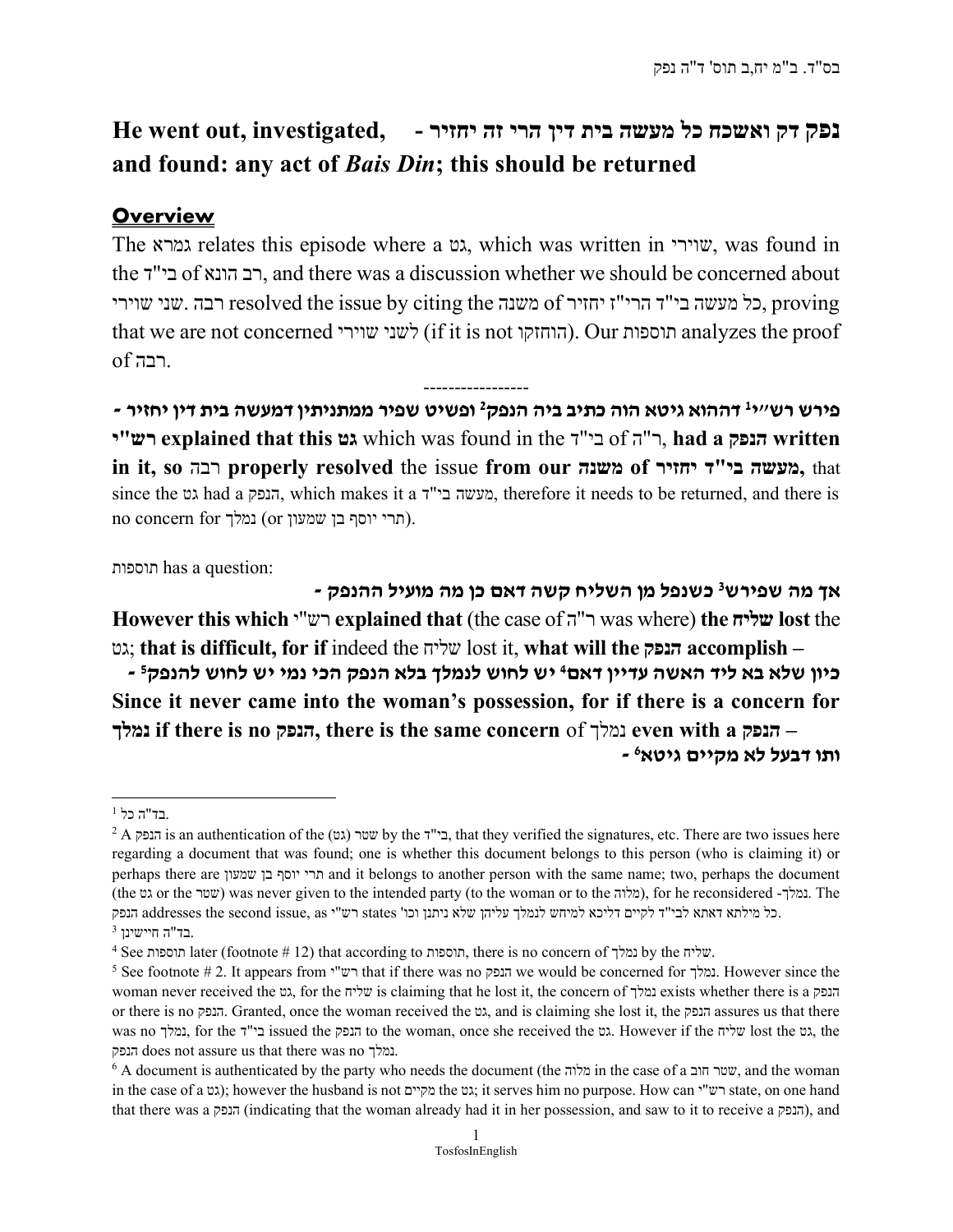# He went out, investigated, and found: any act of *Bais Din*; this should be returned - נפק דק ואשכח כל מעשה בית דין הרי זה יחזיר

## Overview

The גמרא relates this episode where a גט, which was written in שוירי, was found in the בי"ד of רב הונא, and there was a discussion whether we should be concerned about שני שוירי. רבה resolved the issue by citing the משנה of כל מעשה בי"ד הרי"ז יחזיר, proving that we are not concerned לשני שוירי (if it is not הוחזקו). Our תוספות analyzes the proof of רבה.

-----------------

**פירש רש"י[1] דההוא גיטא הוה כתיב ביה הנפק[2] ופשיט שפיר ממתניתין דמעשה בית דין יחזיר -**
**רש"י explained that this גט** which was found in the בי"ד of ר"ה, **had a הנפק written in it, so** רבה **properly resolved** the issue **from our משנה of מעשה בי"ד יחזיר,** that since the גט had a הנפק, which makes it a מעשה בי"ד, therefore it needs to be returned, and there is no concern for נמלך (or תרי יוסף בן שמעון).

תוספות has a question:

**אך מה שפירש[3] כשנפל מן השליח קשה דאם כן מה מועיל ההנפק -**
**However this which** רש"י **explained that** (the case of ר"ה was where) **the שליח lost** the גט; **that is difficult, for if** indeed the שליח lost it, **what will the הנפק accomplish –**

**כיון שלא בא ליד האשה עדיין דאם[4] יש לחוש לנמלך בלא הנפק הכי נמי יש לחוש להנפק[5] -**
**Since it never came into the woman's possession, for if there is a concern for נמלך if there is no הנפק, there is the same concern** of נמלך **even with a הנפק –**

**ותו דבעל לא מקיים גיטא[6] -**

---

[1] בד"ה כל.

[2] A הנפק is an authentication of the (גט) שטר by the בי"ד, that they verified the signatures, etc. There are two issues here regarding a document that was found; one is whether this document belongs to this person (who is claiming it) or perhaps there are תרי יוסף בן שמעון and it belongs to another person with the same name; two, perhaps the document (the גט or the שטר) was never given to the intended party (to the woman or to the מלוה), for he reconsidered -נמלך. The הנפק addresses the second issue, as רש"י states 'כל מילתא דאתא לבי"ד לקיים דליכא למיחש לנמלך עליהן שלא ניתנו וכו.

[3] בד"ה חיישינן.

[4] See תוספות later (footnote # 12) that according to תוספות, there is no concern of נמלך by the שליח.

[5] See footnote # 2. It appears from רש"י that if there was no הנפק we would be concerned for נמלך. However since the woman never received the גט, for the שליח is claiming that he lost it, the concern of נמלך exists whether there is a הנפק or there is no הנפק. Granted, once the woman received the גט, and is claiming she lost it, the הנפק assures us that there was no נמלך, for the בי"ד issued the הנפק to the woman, once she received the גט. However if the שליח lost the גט, the הנפק does not assure us that there was no נמלך.

[6] A document is authenticated by the party who needs the document (the מלוה in the case of a שטר חוב, and the woman in the case of a גט); however the husband is not מקיים the גט; it serves him no purpose. How can רש"י state, on one hand that there was a הנפק (indicating that the woman already had it in her possession, and saw to it to receive a הנפק), and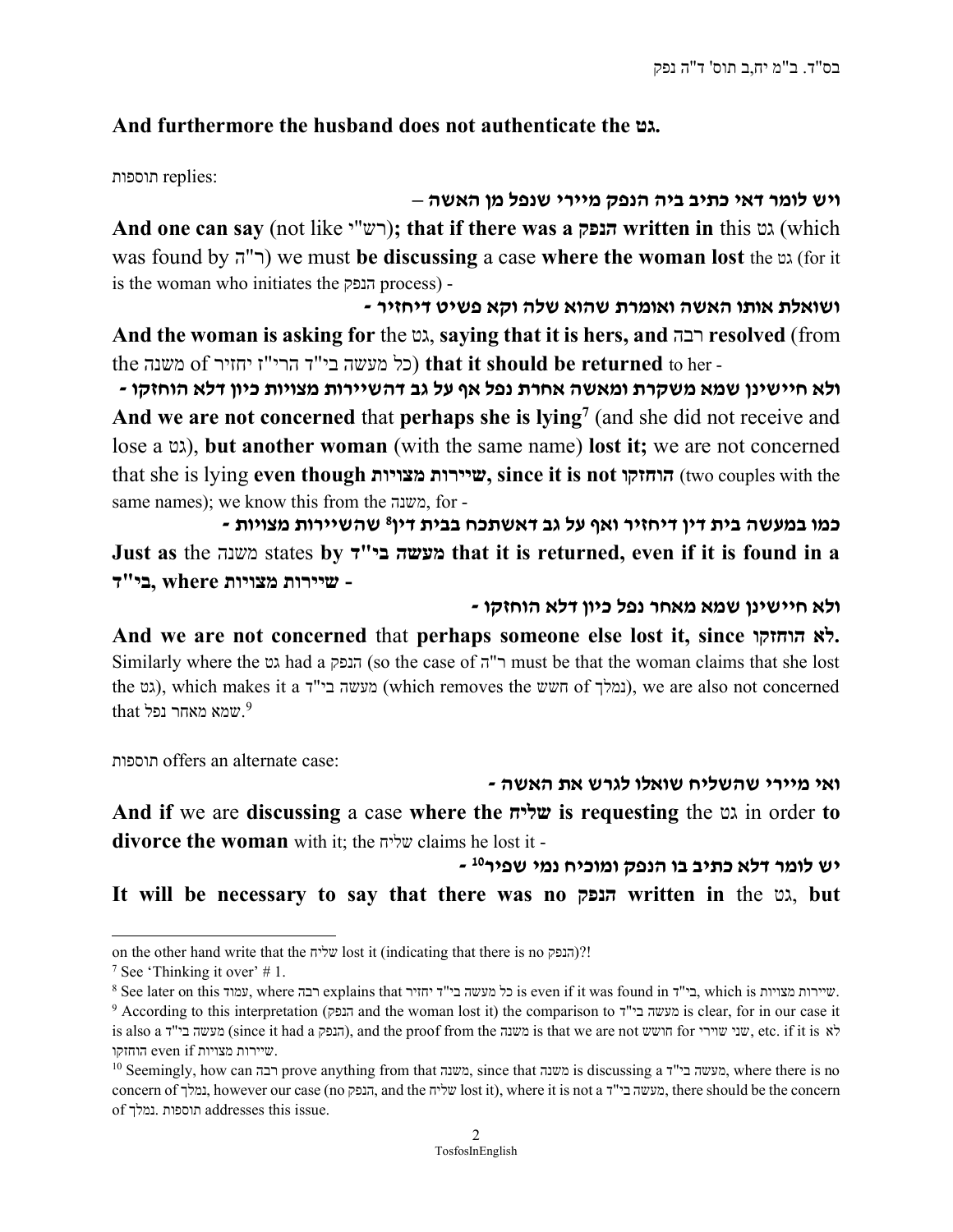**And furthermore the husband does not authenticate the גט.**

תוספות replies:

**ויש לומר דאי כתיב ביה הנפק מיירי שנפל מן האשה –**

**And one can say** (not like רש"י)**; that if there was a הנפק written in** this גט (which was found by ר"ה) we must **be discussing** a case **where the woman lost** the גט (for it is the woman who initiates the הנפק process) -

**ושואלת אותו האשה ואומרת שהוא שלה וקא פשיט דיחזיר -**

**And the woman is asking for** the גט, **saying that it is hers, and** רבה **resolved** (from the משנה of כל מעשה בי"ד הרי"ז יחזיר) **that it should be returned** to her -

**ולא חיישינן שמא משקרת ומאשה אחרת נפל אף על גב דהשיירות מצויות כיון דלא הוחזקו -**

**And we are not concerned** that **perhaps she is lying**[7] (and she did not receive and lose a גט), **but another woman** (with the same name) **lost it;** we are not concerned that she is lying **even though שיירות מצויות, since it is not הוחזקו** (two couples with the same names); we know this from the משנה, for -

**כמו במעשה בית דין דיחזיר ואף על גב דאשתכח בבית דין[8] שהשיירות מצויות -**

**Just as** the משנה states **by מעשה בי"ד that it is returned, even if it is found in a בי"ד, where שיירות מצויות -**

**ולא חיישינן שמא מאחר נפל כיון דלא הוחזקו -**

**And we are not concerned** that **perhaps someone else lost it, since לא הוחזקו.** Similarly where the גט had a הנפק (so the case of ר"ה must be that the woman claims that she lost the גט), which makes it a מעשה בי"ד (which removes the חשש of נמלך), we are also not concerned that שמא מאחר נפל.[9]

תוספות offers an alternate case:

**ואי מיירי שהשליח שואלו לגרש את האשה -**

**And if** we are **discussing** a case **where the שליח is requesting** the גט in order **to divorce the woman** with it; the שליח claims he lost it -

**יש לומר דלא כתיב בו הנפק ומוכיח נמי שפיר[10] -**

**It will be necessary to say that there was no הנפק written in** the גט, **but**

---

on the other hand write that the שליח lost it (indicating that there is no הנפק)?!

[7] See 'Thinking it over' # 1.

[8] See later on this עמוד, where רבה explains that כל מעשה בי"ד יחזיר is even if it was found in בי"ד, which is שיירות מצויות.

[9] According to this interpretation (הנפק and the woman lost it) the comparison to מעשה בי"ד is clear, for in our case it is also a מעשה בי"ד (since it had a הנפק), and the proof from the משנה is that we are not חושש for שני שוירי, etc. if it is לא הוחזקו even if שיירות מצויות.

[10] Seemingly, how can רבה prove anything from that משנה, since that משנה is discussing a מעשה בי"ד, where there is no concern of נמלך, however our case (no הנפק, and the שליח lost it), where it is not a מעשה בי"ד, there should be the concern of נמלך. תוספות addresses this issue.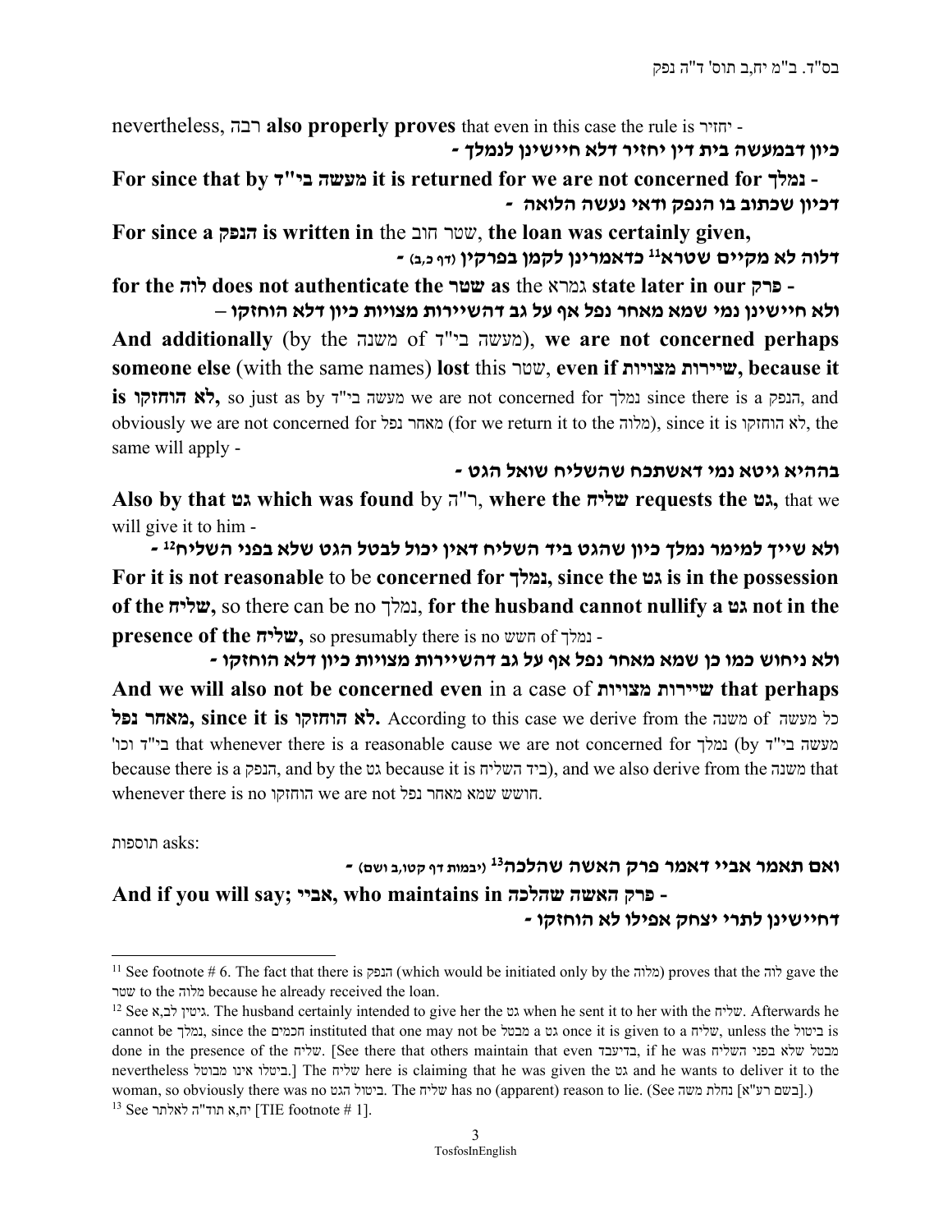nevertheless, רבה **also properly proves** that even in this case the rule is יחזיר -

**כיון דבמעשה בית דין יחזיר דלא חיישינן לנמלך -**

**For since that by מעשה בי"ד it is returned for we are not concerned for נמלך -**

**דכיון שכתוב בו הנפק ודאי נעשה הלואה -**

**For since a הנפק is written in** the שטר חוב, **the loan was certainly given,**

**דלוה לא מקיים שטרא[11] כדאמרינן לקמן בפרקין** (דף כ,ב) **-**

**for the לוה does not authenticate the שטר as** the גמרא **state later in our פרק -**

**ולא חיישינן נמי שמא מאחר נפל אף על גב דהשיירות מצויות כיון דלא הוחזקו –**

**And additionally** (by the משנה of מעשה בי"ד), **we are not concerned perhaps someone else** (with the same names) **lost** this שטר, **even if שיירות מצויות, because it is לא הוחזקו,** so just as by מעשה בי"ד we are not concerned for נמלך since there is a הנפק, and obviously we are not concerned for מאחר נפל (for we return it to the מלוה), since it is לא הוחזקו, the same will apply -

**בההיא גיטא נמי דאשתכח שהשליח שואל הגט -**

**Also by that גט which was found** by ר"ה, **where the שליח requests the גט,** that we will give it to him -

**ולא שייך למימר נמלך כיון שהגט ביד השליח דאין יכול לבטל הגט שלא בפני השליח[12] -**

**For it is not reasonable** to be **concerned for נמלך, since the גט is in the possession of the שליח,** so there can be no נמלך, **for the husband cannot nullify a גט not in the presence of the שליח,** so presumably there is no חשש of נמלך -

**ולא ניחוש כמו כן שמא מאחר נפל אף על גב דהשיירות מצויות כיון דלא הוחזקו -**

**And we will also not be concerned even** in a case of **שיירות מצויות that perhaps מאחר נפל, since it is לא הוחזקו.** According to this case we derive from the משנה of כל מעשה בי"ד וכו' that whenever there is a reasonable cause we are not concerned for נמלך (by מעשה בי"ד because there is a הנפק, and by the גט because it is ביד השליח), and we also derive from the משנה that whenever there is no הוחזקו we are not חושש שמא מאחר נפל.

תוספות asks:

**ואם תאמר אביי דאמר פרק האשה שהלכה[13]** (יבמות דף קטו,ב ושם) **-**

**And if you will say; אביי, who maintains in פרק האשה שהלכה -**

**דחיישינן לתרי יצחק אפילו לא הוחזקו -**

---

[11] See footnote # 6. The fact that there is הנפק (which would be initiated only by the מלוה) proves that the לוה gave the שטר to the מלוה because he already received the loan.

[12] See גיטין לב,א. The husband certainly intended to give her the גט when he sent it to her with the שליח. Afterwards he cannot be נמלך, since the חכמים instituted that one may not be מבטל a גט once it is given to a שליח, unless the ביטול is done in the presence of the שליח. [See there that others maintain that even בדיעבד, if he was מבטל שלא בפני השליח nevertheless ביטלו אינו מבוטל.] The שליח here is claiming that he was given the גט and he wants to deliver it to the woman, so obviously there was no ביטול הגט. The שליח has no (apparent) reason to lie. (See נחלת משה [בשם רע"א].)

[13] See יח,א תוד"ה לאלתר [TIE footnote # 1].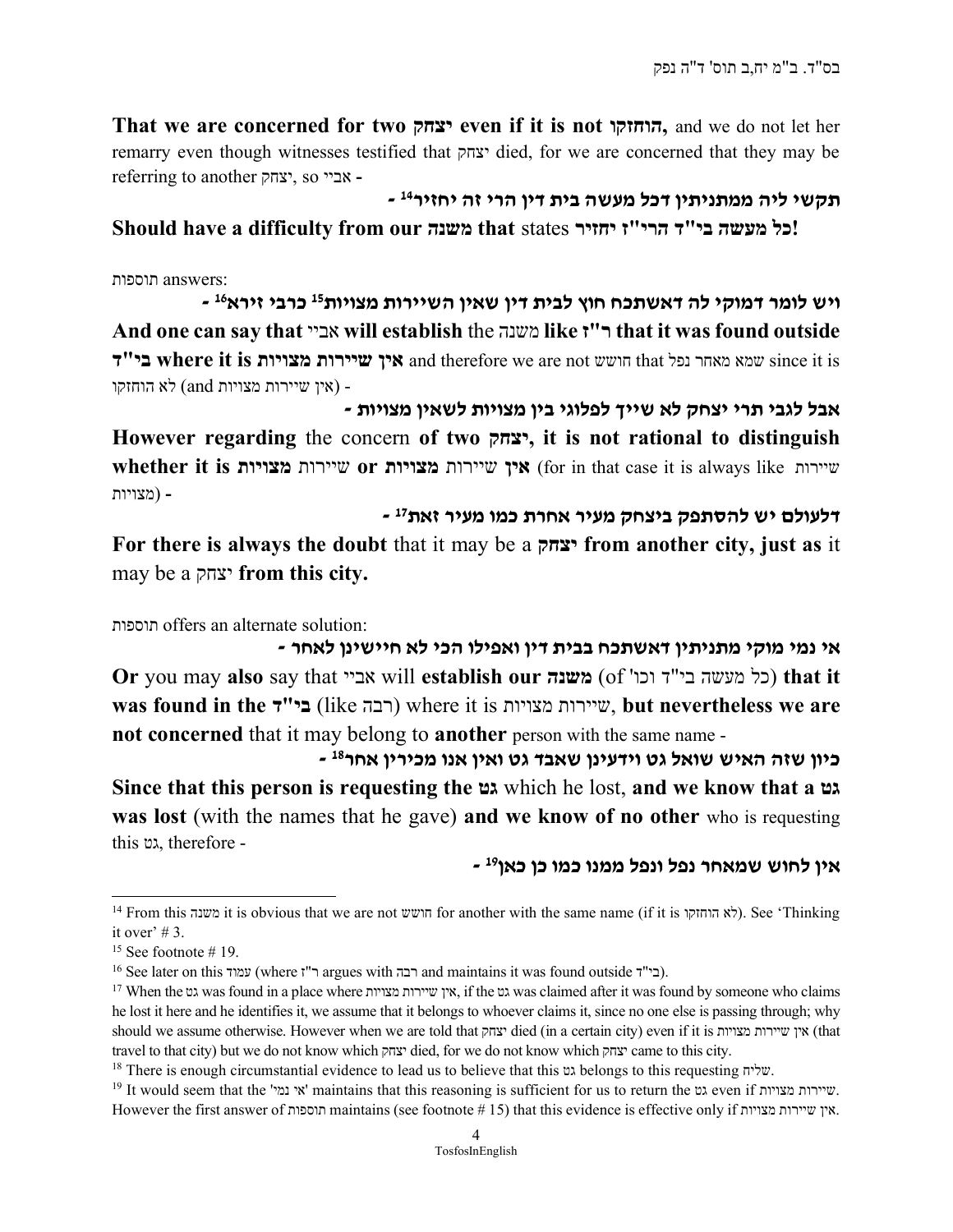**That we are concerned for two יצחק even if it is not הוחזקו,** and we do not let her remarry even though witnesses testified that יצחק died, for we are concerned that they may be referring to another יצחק, so אביי -

**תקשי ליה ממתניתין דכל מעשה בית דין הרי זה יחזיר[14] -**

**Should have a difficulty from our משנה that** states **כל מעשה בי"ד הרי"ז יחזיר!**

תוספות answers:

**ויש לומר דמוקי לה דאשתכח חוץ לבית דין שאין השיירות מצויות[15] כרבי זירא[16] -**

**And one can say that** אביי **will establish** the משנה **like ר"ז that it was found outside בי"ד where it is אין שיירות מצויות** and therefore we are not חושש that שמא מאחר נפל since it is (אין שיירות מצויות and) לא הוחזקו -

**אבל לגבי תרי יצחק לא שייך לפלוגי בין מצויות לשאין מצויות -**

**However regarding** the concern **of two יצחק, it is not rational to distinguish whether it is מצויות** שיירות **or אין** שיירות **מצויות** (for in that case it is always like שיירות מצויות) -

**דלעולם יש להסתפק ביצחק מעיר אחרת כמו מעיר זאת[17] -**

**For there is always the doubt** that it may be a **יצחק from another city, just as** it may be a יצחק **from this city.**

תוספות offers an alternate solution:

**אי נמי מוקי מתניתין דאשתכח בבית דין ואפילו הכי לא חיישינן לאחר -**

**Or** you may **also** say that אביי will **establish our משנה** (of 'כל מעשה בי"ד וכו) **that it was found in the בי"ד** (like רבה) where it is שיירות מצויות, **but nevertheless we are not concerned** that it may belong to **another** person with the same name -

**כיון שזה האיש שואל גט וידעינן שאבד גט ואין אנו מכירין אחר[18] -**

**Since that this person is requesting the גט** which he lost, **and we know that a גט was lost** (with the names that he gave) **and we know of no other** who is requesting this גט, therefore -

**אין לחוש שמאחר נפל ונפל ממנו כמו כן כאן[19] -**

---

[14] From this משנה it is obvious that we are not חושש for another with the same name (if it is לא הוחזקו). See 'Thinking it over' # 3.

[15] See footnote # 19.

[16] See later on this עמוד (where ר"ז argues with רבה and maintains it was found outside בי"ד).

[17] When the גט was found in a place where אין שיירות מצויות, if the גט was claimed after it was found by someone who claims he lost it here and he identifies it, we assume that it belongs to whoever claims it, since no one else is passing through; why should we assume otherwise. However when we are told that יצחק died (in a certain city) even if it is אין שיירות מצויות (that travel to that city) but we do not know which יצחק died, for we do not know which יצחק came to this city.

[18] There is enough circumstantial evidence to lead us to believe that this גט belongs to this requesting שליח.

[19] It would seem that the 'אי נמי' maintains that this reasoning is sufficient for us to return the גט even if שיירות מצויות. However the first answer of תוספות maintains (see footnote # 15) that this evidence is effective only if אין שיירות מצויות.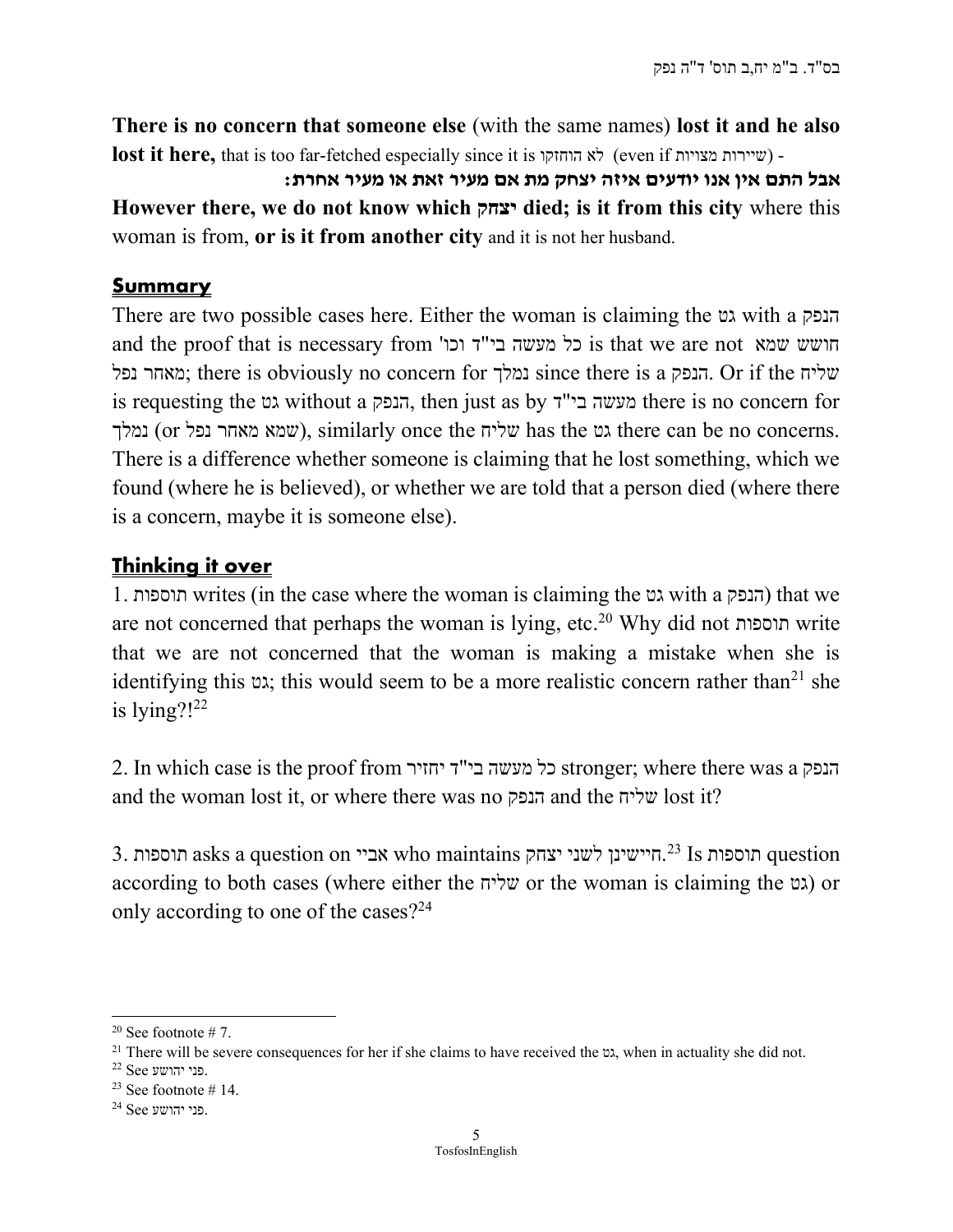**There is no concern that someone else** (with the same names) **lost it and he also lost it here,** that is too far-fetched especially since it is לא הוחזקו (even if שיירות מצויות) -

**אבל התם אין אנו יודעים איזה יצחק מת אם מעיר זאת או מעיר אחרת:**

**However there, we do not know which יצחק died; is it from this city** where this woman is from, **or is it from another city** and it is not her husband.

## Summary

There are two possible cases here. Either the woman is claiming the גט with a הנפק and the proof that is necessary from 'כל מעשה בי"ד וכו is that we are not חושש שמא מאחר נפל; there is obviously no concern for נמלך since there is a הנפק. Or if the שליח is requesting the גט without a הנפק, then just as by מעשה בי"ד there is no concern for נמלך (or שמא מאחר נפל), similarly once the שליח has the גט there can be no concerns. There is a difference whether someone is claiming that he lost something, which we found (where he is believed), or whether we are told that a person died (where there is a concern, maybe it is someone else).

## Thinking it over

1. תוספות writes (in the case where the woman is claiming the גט with a הנפק) that we are not concerned that perhaps the woman is lying, etc.[20] Why did not תוספות write that we are not concerned that the woman is making a mistake when she is identifying this גט; this would seem to be a more realistic concern rather than[21] she is lying?![22]

2. In which case is the proof from כל מעשה בי"ד יחזיר stronger; where there was a הנפק and the woman lost it, or where there was no הנפק and the שליח lost it?

3. תוספות asks a question on אביי who maintains חיישינן לשני יצחק.[23] Is תוספות question according to both cases (where either the שליח or the woman is claiming the גט) or only according to one of the cases?[24]

---

[20] See footnote # 7.

[21] There will be severe consequences for her if she claims to have received the גט, when in actuality she did not.

[22] See פני יהושע.

[23] See footnote # 14.

[24] See פני יהושע.